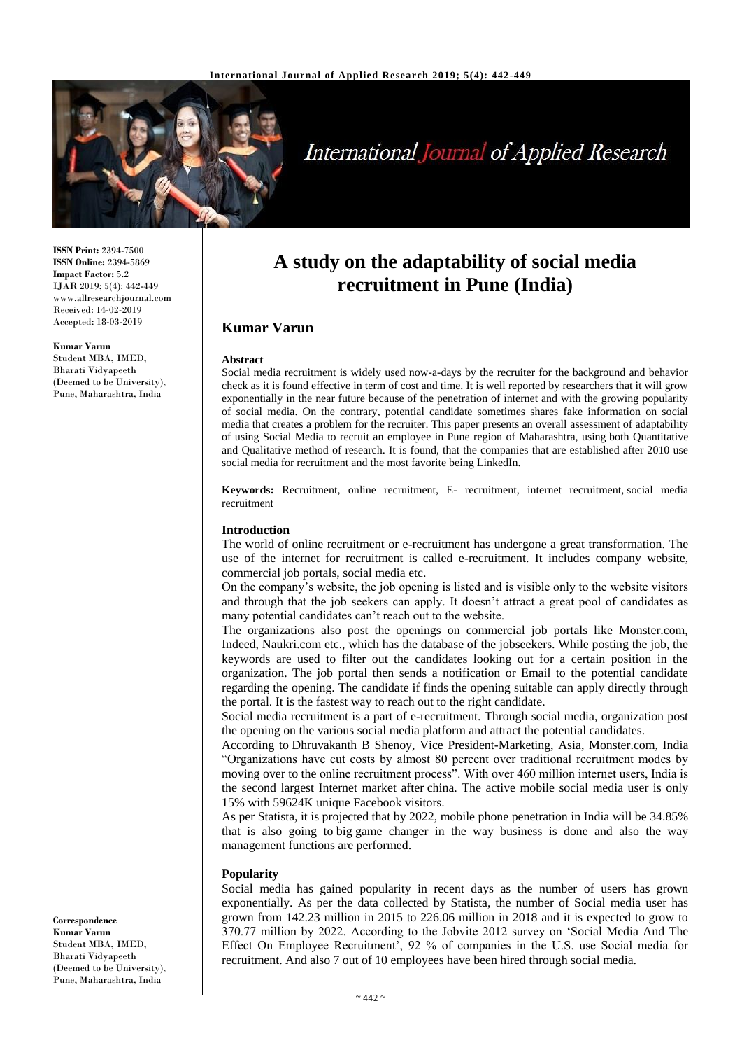# A study on the adaptability of social media recruitment in Pune (India)

**Kumar Varun**

**ISSN Print:** 2394-7500
**ISSN Online:** 2394-5869
**Impact Factor:** 5.2
IJAR 2019; 5(4): 442-449
www.allresearchjournal.com
Received: 14-02-2019
Accepted: 18-03-2019

**Kumar Varun**
Student MBA, IMED, Bharati Vidyapeeth (Deemed to be University), Pune, Maharashtra, India

**Correspondence**
**Kumar Varun**
Student MBA, IMED, Bharati Vidyapeeth (Deemed to be University), Pune, Maharashtra, India

## Abstract

Social media recruitment is widely used now-a-days by the recruiter for the background and behavior check as it is found effective in term of cost and time. It is well reported by researchers that it will grow exponentially in the near future because of the penetration of internet and with the growing popularity of social media. On the contrary, potential candidate sometimes shares fake information on social media that creates a problem for the recruiter. This paper presents an overall assessment of adaptability of using Social Media to recruit an employee in Pune region of Maharashtra, using both Quantitative and Qualitative method of research. It is found, that the companies that are established after 2010 use social media for recruitment and the most favorite being LinkedIn.

**Keywords:** Recruitment, online recruitment, E- recruitment, internet recruitment, social media recruitment

## Introduction

The world of online recruitment or e-recruitment has undergone a great transformation. The use of the internet for recruitment is called e-recruitment. It includes company website, commercial job portals, social media etc.

On the company's website, the job opening is listed and is visible only to the website visitors and through that the job seekers can apply. It doesn't attract a great pool of candidates as many potential candidates can't reach out to the website.

The organizations also post the openings on commercial job portals like Monster.com, Indeed, Naukri.com etc., which has the database of the jobseekers. While posting the job, the keywords are used to filter out the candidates looking out for a certain position in the organization. The job portal then sends a notification or Email to the potential candidate regarding the opening. The candidate if finds the opening suitable can apply directly through the portal. It is the fastest way to reach out to the right candidate.

Social media recruitment is a part of e-recruitment. Through social media, organization post the opening on the various social media platform and attract the potential candidates.

According to Dhruvakanth B Shenoy, Vice President-Marketing, Asia, Monster.com, India "Organizations have cut costs by almost 80 percent over traditional recruitment modes by moving over to the online recruitment process". With over 460 million internet users, India is the second largest Internet market after china. The active mobile social media user is only 15% with 59624K unique Facebook visitors.

As per Statista, it is projected that by 2022, mobile phone penetration in India will be 34.85% that is also going to big game changer in the way business is done and also the way management functions are performed.

### Popularity

Social media has gained popularity in recent days as the number of users has grown exponentially. As per the data collected by Statista, the number of Social media user has grown from 142.23 million in 2015 to 226.06 million in 2018 and it is expected to grow to 370.77 million by 2022. According to the Jobvite 2012 survey on 'Social Media And The Effect On Employee Recruitment', 92 % of companies in the U.S. use Social media for recruitment. And also 7 out of 10 employees have been hired through social media.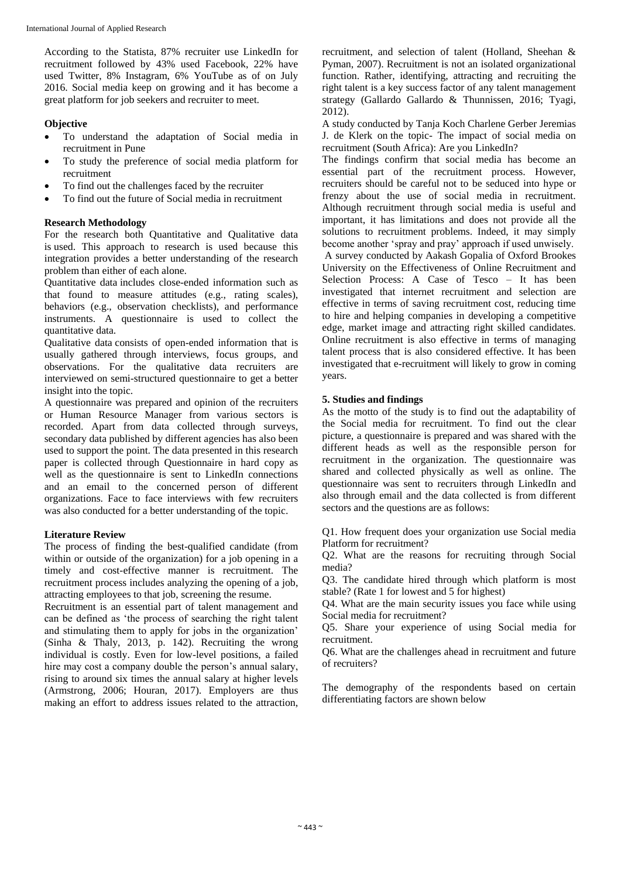According to the Statista, 87% recruiter use LinkedIn for recruitment followed by 43% used Facebook, 22% have used Twitter, 8% Instagram, 6% YouTube as of on July 2016. Social media keep on growing and it has become a great platform for job seekers and recruiter to meet.

**Objective**

- To understand the adaptation of Social media in recruitment in Pune
- To study the preference of social media platform for recruitment
- To find out the challenges faced by the recruiter
- To find out the future of Social media in recruitment

**Research Methodology**

For the research both Quantitative and Qualitative data is used. This approach to research is used because this integration provides a better understanding of the research problem than either of each alone.

Quantitative data includes close-ended information such as that found to measure attitudes (e.g., rating scales), behaviors (e.g., observation checklists), and performance instruments. A questionnaire is used to collect the quantitative data.

Qualitative data consists of open-ended information that is usually gathered through interviews, focus groups, and observations. For the qualitative data recruiters are interviewed on semi-structured questionnaire to get a better insight into the topic.

A questionnaire was prepared and opinion of the recruiters or Human Resource Manager from various sectors is recorded. Apart from data collected through surveys, secondary data published by different agencies has also been used to support the point. The data presented in this research paper is collected through Questionnaire in hard copy as well as the questionnaire is sent to LinkedIn connections and an email to the concerned person of different organizations. Face to face interviews with few recruiters was also conducted for a better understanding of the topic.

**Literature Review**

The process of finding the best-qualified candidate (from within or outside of the organization) for a job opening in a timely and cost-effective manner is recruitment. The recruitment process includes analyzing the opening of a job, attracting employees to that job, screening the resume.

Recruitment is an essential part of talent management and can be defined as 'the process of searching the right talent and stimulating them to apply for jobs in the organization' (Sinha & Thaly, 2013, p. 142). Recruiting the wrong individual is costly. Even for low-level positions, a failed hire may cost a company double the person's annual salary, rising to around six times the annual salary at higher levels (Armstrong, 2006; Houran, 2017). Employers are thus making an effort to address issues related to the attraction, recruitment, and selection of talent (Holland, Sheehan & Pyman, 2007). Recruitment is not an isolated organizational function. Rather, identifying, attracting and recruiting the right talent is a key success factor of any talent management strategy (Gallardo Gallardo & Thunnissen, 2016; Tyagi, 2012).

A study conducted by Tanja Koch Charlene Gerber Jeremias J. de Klerk on the topic- The impact of social media on recruitment (South Africa): Are you LinkedIn?

The findings confirm that social media has become an essential part of the recruitment process. However, recruiters should be careful not to be seduced into hype or frenzy about the use of social media in recruitment. Although recruitment through social media is useful and important, it has limitations and does not provide all the solutions to recruitment problems. Indeed, it may simply become another 'spray and pray' approach if used unwisely.

A survey conducted by Aakash Gopalia of Oxford Brookes University on the Effectiveness of Online Recruitment and Selection Process: A Case of Tesco – It has been investigated that internet recruitment and selection are effective in terms of saving recruitment cost, reducing time to hire and helping companies in developing a competitive edge, market image and attracting right skilled candidates. Online recruitment is also effective in terms of managing talent process that is also considered effective. It has been investigated that e-recruitment will likely to grow in coming years.

**5. Studies and findings**

As the motto of the study is to find out the adaptability of the Social media for recruitment. To find out the clear picture, a questionnaire is prepared and was shared with the different heads as well as the responsible person for recruitment in the organization. The questionnaire was shared and collected physically as well as online. The questionnaire was sent to recruiters through LinkedIn and also through email and the data collected is from different sectors and the questions are as follows:

Q1. How frequent does your organization use Social media Platform for recruitment?

Q2. What are the reasons for recruiting through Social media?

Q3. The candidate hired through which platform is most stable? (Rate 1 for lowest and 5 for highest)

Q4. What are the main security issues you face while using Social media for recruitment?

Q5. Share your experience of using Social media for recruitment.

Q6. What are the challenges ahead in recruitment and future of recruiters?

The demography of the respondents based on certain differentiating factors are shown below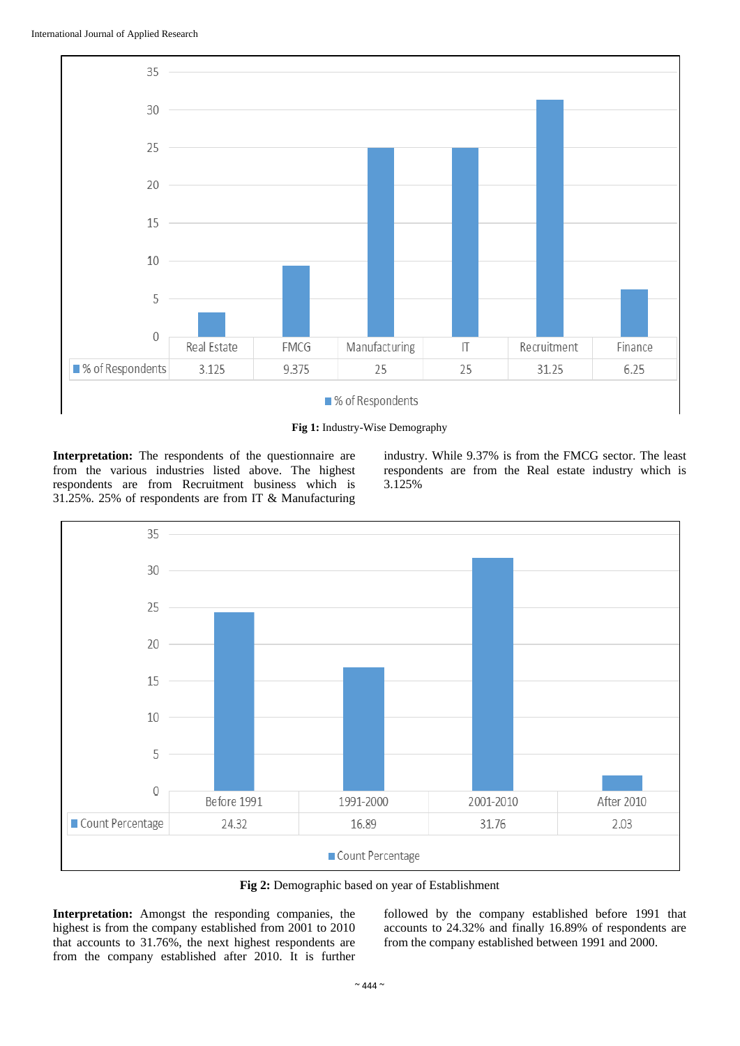| | Real Estate | FMCG | Manufacturing | IT | Recruitment | Finance |
|---|---|---|---|---|---|---|
| % of Respondents | 3.125 | 9.375 | 25 | 25 | 31.25 | 6.25 |

**Fig 1:** Industry-Wise Demography

**Interpretation:** The respondents of the questionnaire are from the various industries listed above. The highest respondents are from Recruitment business which is 31.25%. 25% of respondents are from IT & Manufacturing industry. While 9.37% is from the FMCG sector. The least respondents are from the Real estate industry which is 3.125%

| | Before 1991 | 1991-2000 | 2001-2010 | After 2010 |
|---|---|---|---|---|
| Count Percentage | 24.32 | 16.89 | 31.76 | 2.03 |

**Fig 2:** Demographic based on year of Establishment

**Interpretation:** Amongst the responding companies, the highest is from the company established from 2001 to 2010 that accounts to 31.76%, the next highest respondents are from the company established after 2010. It is further followed by the company established before 1991 that accounts to 24.32% and finally 16.89% of respondents are from the company established between 1991 and 2000.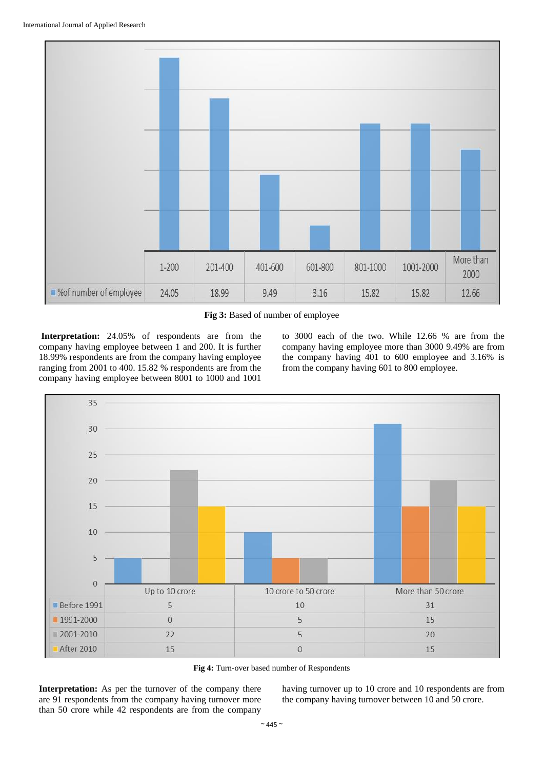| | 1-200 | 201-400 | 401-600 | 601-800 | 801-1000 | 1001-2000 | More than 2000 |
|---|---|---|---|---|---|---|---|
| %of number of employee | 24.05 | 18.99 | 9.49 | 3.16 | 15.82 | 15.82 | 12.66 |

**Fig 3:** Based of number of employee

**Interpretation:** 24.05% of respondents are from the company having employee between 1 and 200. It is further 18.99% respondents are from the company having employee ranging from 2001 to 400. 15.82 % respondents are from the company having employee between 8001 to 1000 and 1001 to 3000 each of the two. While 12.66 % are from the company having employee more than 3000 9.49% are from the company having 401 to 600 employee and 3.16% is from the company having 601 to 800 employee.

| | Up to 10 crore | 10 crore to 50 crore | More than 50 crore |
|---|---|---|---|
| Before 1991 | 5 | 10 | 31 |
| 1991-2000 | 0 | 5 | 15 |
| 2001-2010 | 22 | 5 | 20 |
| After 2010 | 15 | 0 | 15 |

**Fig 4:** Turn-over based number of Respondents

**Interpretation:** As per the turnover of the company there are 91 respondents from the company having turnover more than 50 crore while 42 respondents are from the company having turnover up to 10 crore and 10 respondents are from the company having turnover between 10 and 50 crore.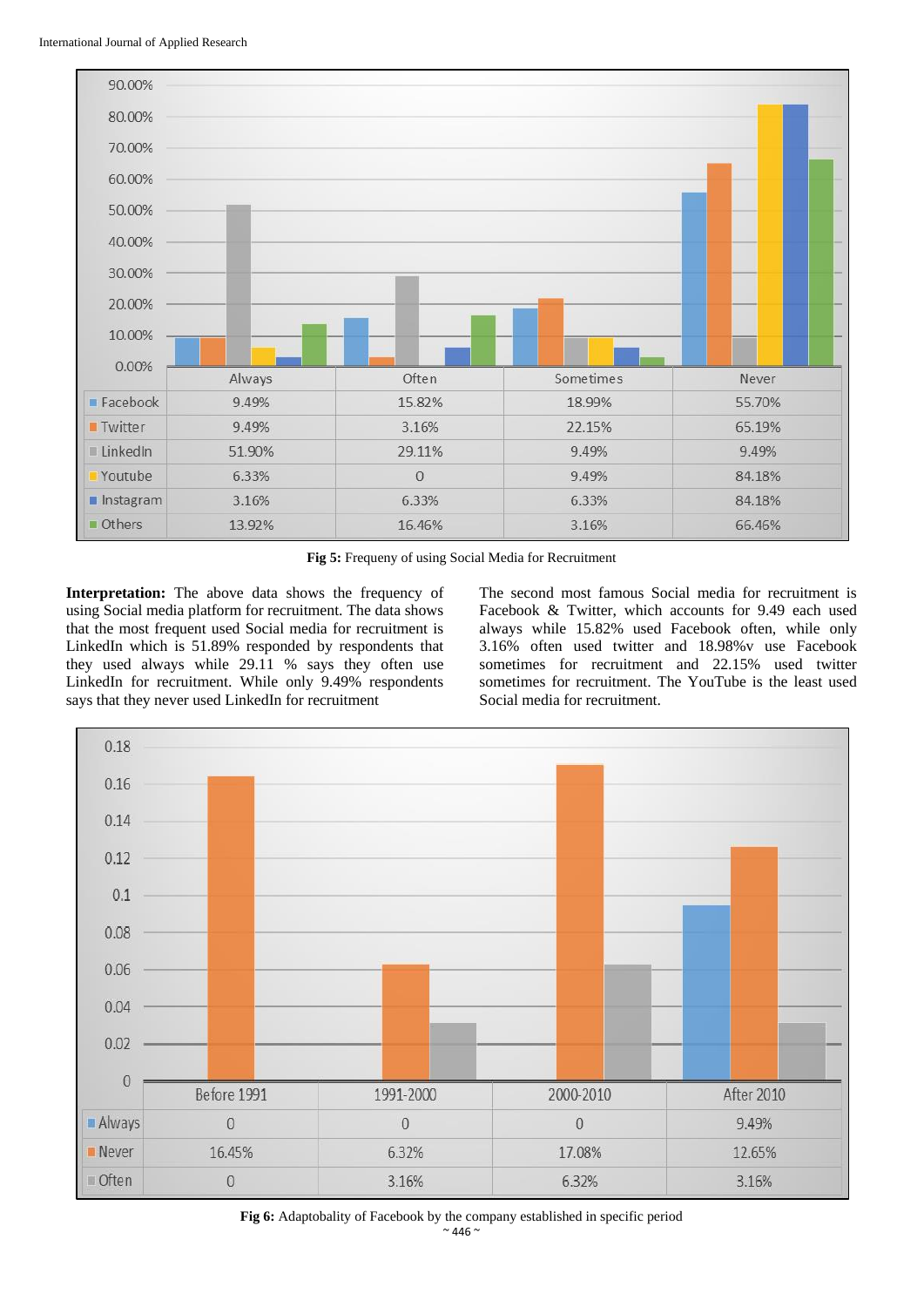| | Always | Often | Sometimes | Never |
|---|---|---|---|---|
| Facebook | 9.49% | 15.82% | 18.99% | 55.70% |
| Twitter | 9.49% | 3.16% | 22.15% | 65.19% |
| LinkedIn | 51.90% | 29.11% | 9.49% | 9.49% |
| Youtube | 6.33% | 0 | 9.49% | 84.18% |
| Instagram | 3.16% | 6.33% | 6.33% | 84.18% |
| Others | 13.92% | 16.46% | 3.16% | 66.46% |

**Fig 5:** Frequeny of using Social Media for Recruitment

**Interpretation:** The above data shows the frequency of using Social media platform for recruitment. The data shows that the most frequent used Social media for recruitment is LinkedIn which is 51.89% responded by respondents that they used always while 29.11 % says they often use LinkedIn for recruitment. While only 9.49% respondents says that they never used LinkedIn for recruitment

The second most famous Social media for recruitment is Facebook & Twitter, which accounts for 9.49 each used always while 15.82% used Facebook often, while only 3.16% often used twitter and 18.98%v use Facebook sometimes for recruitment and 22.15% used twitter sometimes for recruitment. The YouTube is the least used Social media for recruitment.

| | Before 1991 | 1991-2000 | 2000-2010 | After 2010 |
|---|---|---|---|---|
| Always | 0 | 0 | 0 | 9.49% |
| Never | 16.45% | 6.32% | 17.08% | 12.65% |
| Often | 0 | 3.16% | 6.32% | 3.16% |

**Fig 6:** Adaptobality of Facebook by the company established in specific period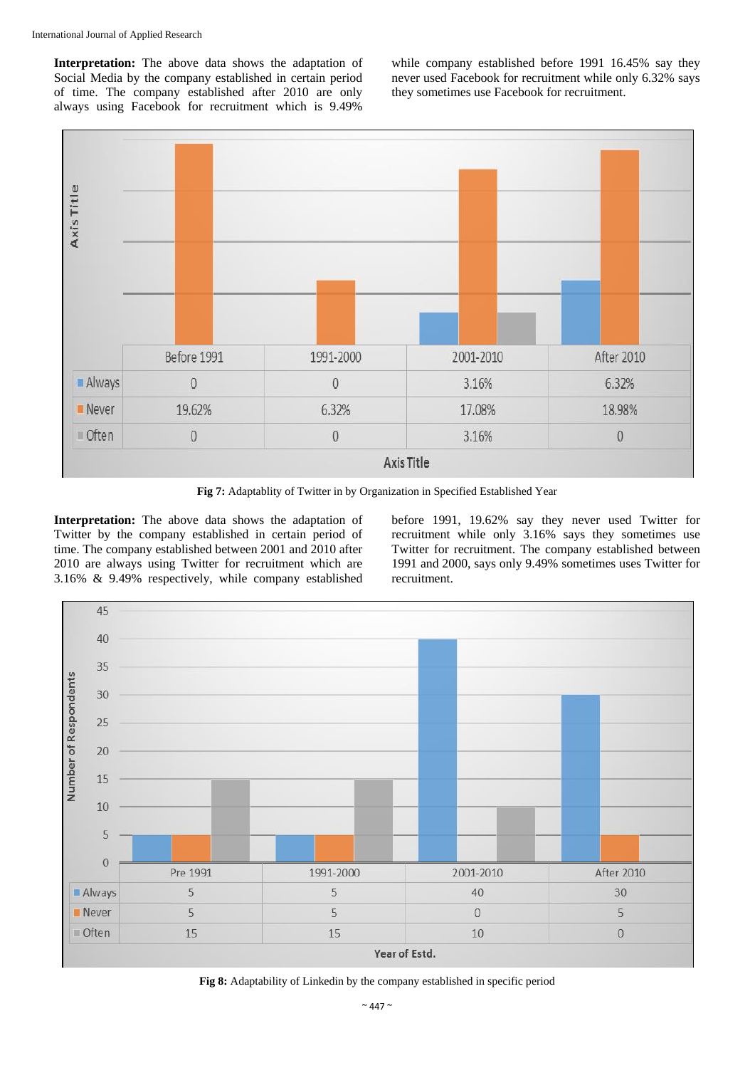**Interpretation:** The above data shows the adaptation of Social Media by the company established in certain period of time. The company established after 2010 are only always using Facebook for recruitment which is 9.49% while company established before 1991 16.45% say they never used Facebook for recruitment while only 6.32% says they sometimes use Facebook for recruitment.

| | Before 1991 | 1991-2000 | 2001-2010 | After 2010 |
|---|---|---|---|---|
| Always | 0 | 0 | 3.16% | 6.32% |
| Never | 19.62% | 6.32% | 17.08% | 18.98% |
| Often | 0 | 0 | 3.16% | 0 |

**Fig 7:** Adaptablity of Twitter in by Organization in Specified Established Year

**Interpretation:** The above data shows the adaptation of Twitter by the company established in certain period of time. The company established between 2001 and 2010 after 2010 are always using Twitter for recruitment which are 3.16% & 9.49% respectively, while company established before 1991, 19.62% say they never used Twitter for recruitment while only 3.16% says they sometimes use Twitter for recruitment. The company established between 1991 and 2000, says only 9.49% sometimes uses Twitter for recruitment.

| Year of Estd. | Pre 1991 | 1991-2000 | 2001-2010 | After 2010 |
|---|---|---|---|---|
| Always | 5 | 5 | 40 | 30 |
| Never | 5 | 5 | 0 | 5 |
| Often | 15 | 15 | 10 | 0 |

**Fig 8:** Adaptability of Linkedin by the company established in specific period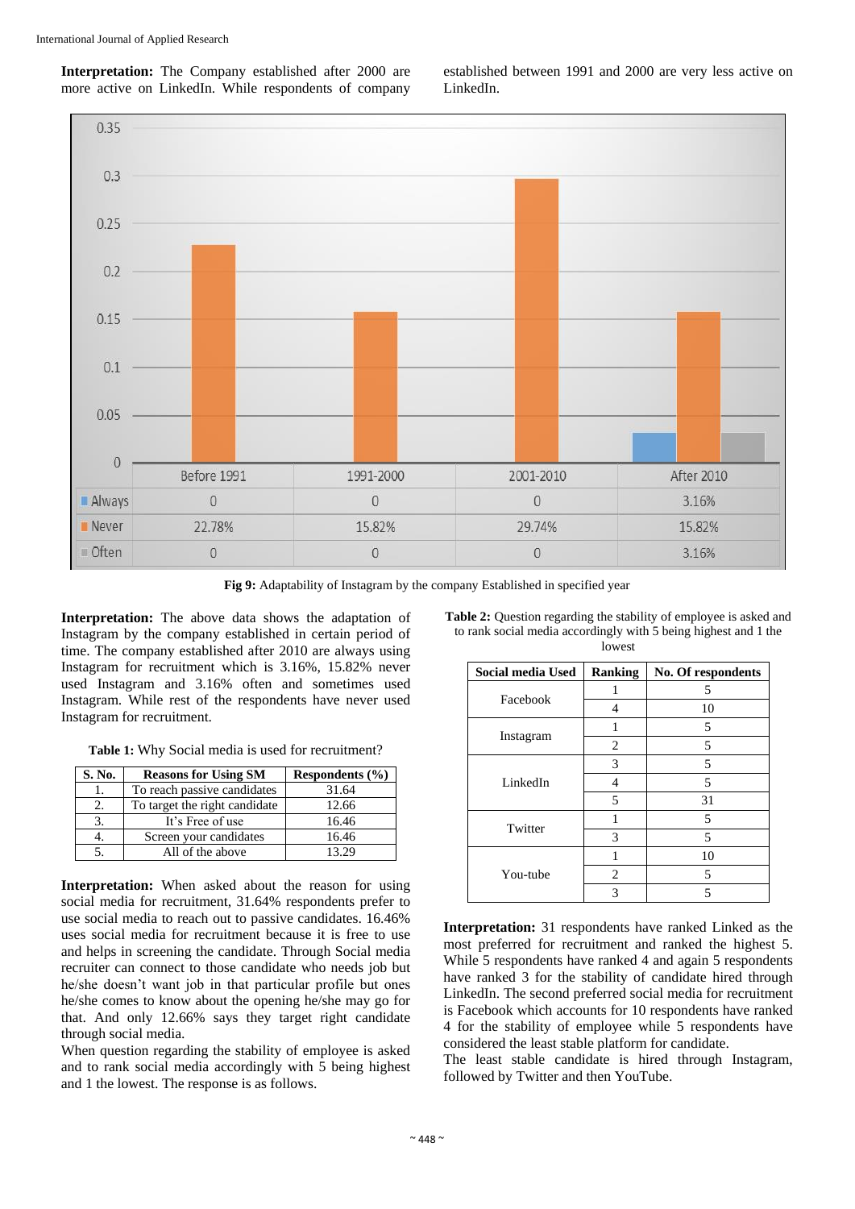**Interpretation:** The Company established after 2000 are more active on LinkedIn. While respondents of company established between 1991 and 2000 are very less active on LinkedIn.

| | Before 1991 | 1991-2000 | 2001-2010 | After 2010 |
|---|---|---|---|---|
| Always | 0 | 0 | 0 | 3.16% |
| Never | 22.78% | 15.82% | 29.74% | 15.82% |
| Often | 0 | 0 | 0 | 3.16% |

**Fig 9:** Adaptability of Instagram by the company Established in specified year

**Interpretation:** The above data shows the adaptation of Instagram by the company established in certain period of time. The company established after 2010 are always using Instagram for recruitment which is 3.16%, 15.82% never used Instagram and 3.16% often and sometimes used Instagram. While rest of the respondents have never used Instagram for recruitment.

**Table 1:** Why Social media is used for recruitment?

| S. No. | Reasons for Using SM | Respondents (%) |
|---|---|---|
| 1. | To reach passive candidates | 31.64 |
| 2. | To target the right candidate | 12.66 |
| 3. | It's Free of use | 16.46 |
| 4. | Screen your candidates | 16.46 |
| 5. | All of the above | 13.29 |

**Interpretation:** When asked about the reason for using social media for recruitment, 31.64% respondents prefer to use social media to reach out to passive candidates. 16.46% uses social media for recruitment because it is free to use and helps in screening the candidate. Through Social media recruiter can connect to those candidate who needs job but he/she doesn't want job in that particular profile but ones he/she comes to know about the opening he/she may go for that. And only 12.66% says they target right candidate through social media.

When question regarding the stability of employee is asked and to rank social media accordingly with 5 being highest and 1 the lowest. The response is as follows.

**Table 2:** Question regarding the stability of employee is asked and to rank social media accordingly with 5 being highest and 1 the lowest

| Social media Used | Ranking | No. Of respondents |
|---|---|---|
| Facebook | 1 | 5 |
| | 4 | 10 |
| Instagram | 1 | 5 |
| | 2 | 5 |
| LinkedIn | 3 | 5 |
| | 4 | 5 |
| | 5 | 31 |
| Twitter | 1 | 5 |
| | 3 | 5 |
| You-tube | 1 | 10 |
| | 2 | 5 |
| | 3 | 5 |

**Interpretation:** 31 respondents have ranked Linked as the most preferred for recruitment and ranked the highest 5. While 5 respondents have ranked 4 and again 5 respondents have ranked 3 for the stability of candidate hired through LinkedIn. The second preferred social media for recruitment is Facebook which accounts for 10 respondents have ranked 4 for the stability of employee while 5 respondents have considered the least stable platform for candidate.

The least stable candidate is hired through Instagram, followed by Twitter and then YouTube.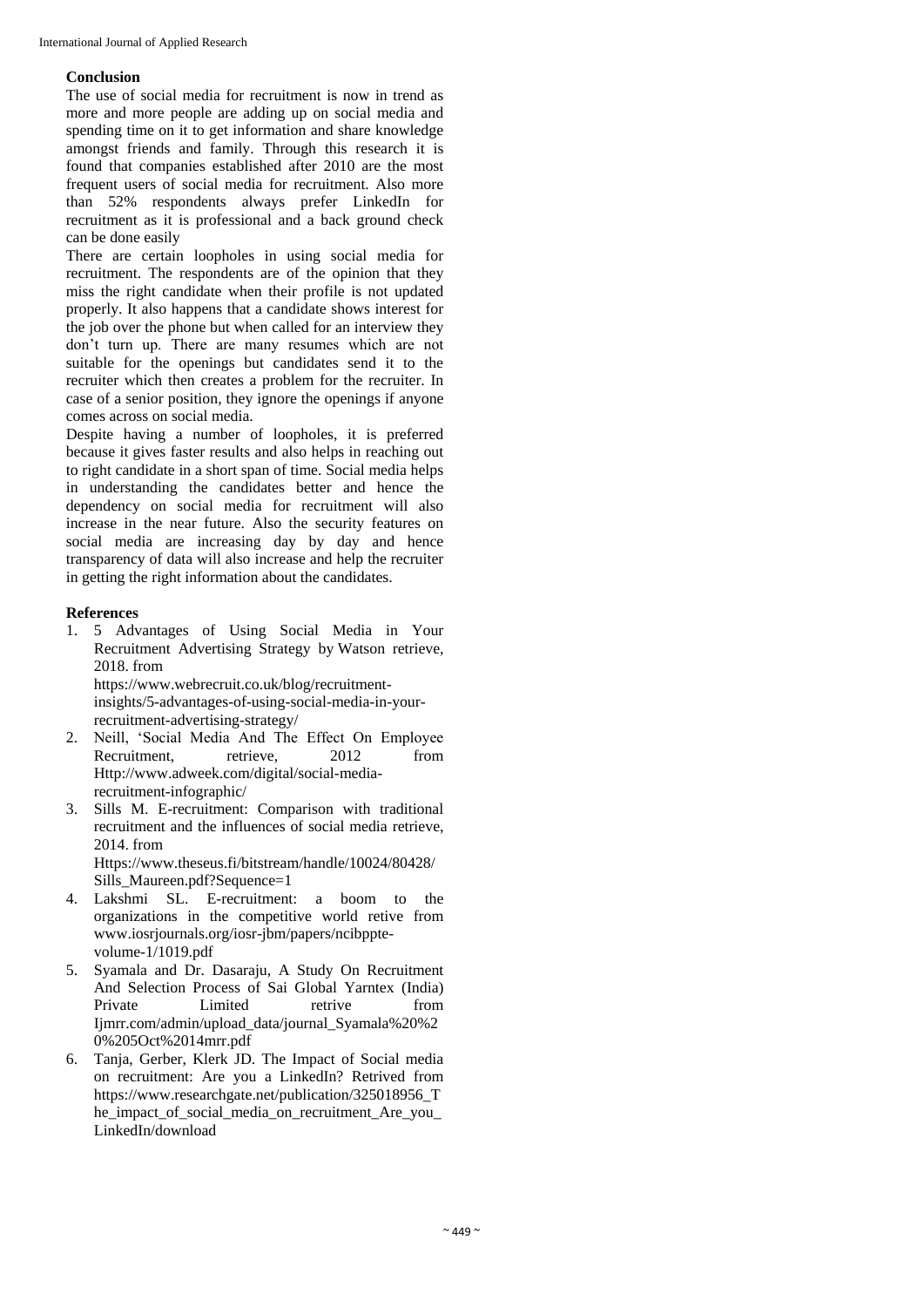## Conclusion

The use of social media for recruitment is now in trend as more and more people are adding up on social media and spending time on it to get information and share knowledge amongst friends and family. Through this research it is found that companies established after 2010 are the most frequent users of social media for recruitment. Also more than 52% respondents always prefer LinkedIn for recruitment as it is professional and a back ground check can be done easily

There are certain loopholes in using social media for recruitment. The respondents are of the opinion that they miss the right candidate when their profile is not updated properly. It also happens that a candidate shows interest for the job over the phone but when called for an interview they don't turn up. There are many resumes which are not suitable for the openings but candidates send it to the recruiter which then creates a problem for the recruiter. In case of a senior position, they ignore the openings if anyone comes across on social media.

Despite having a number of loopholes, it is preferred because it gives faster results and also helps in reaching out to right candidate in a short span of time. Social media helps in understanding the candidates better and hence the dependency on social media for recruitment will also increase in the near future. Also the security features on social media are increasing day by day and hence transparency of data will also increase and help the recruiter in getting the right information about the candidates.

## References

1. 5 Advantages of Using Social Media in Your Recruitment Advertising Strategy by Watson retrieve, 2018. from https://www.webrecruit.co.uk/blog/recruitment-insights/5-advantages-of-using-social-media-in-your-recruitment-advertising-strategy/
2. Neill, 'Social Media And The Effect On Employee Recruitment, retrieve, 2012 from Http://www.adweek.com/digital/social-media-recruitment-infographic/
3. Sills M. E-recruitment: Comparison with traditional recruitment and the influences of social media retrieve, 2014. from Https://www.theseus.fi/bitstream/handle/10024/80428/Sills_Maureen.pdf?Sequence=1
4. Lakshmi SL. E-recruitment: a boom to the organizations in the competitive world retive from www.iosrjournals.org/iosr-jbm/papers/ncibppte-volume-1/1019.pdf
5. Syamala and Dr. Dasaraju, A Study On Recruitment And Selection Process of Sai Global Yarntex (India) Private Limited retrive from Ijmrr.com/admin/upload_data/journal_Syamala%20%20%205Oct%2014mrr.pdf
6. Tanja, Gerber, Klerk JD. The Impact of Social media on recruitment: Are you a LinkedIn? Retrived from https://www.researchgate.net/publication/325018956_The_impact_of_social_media_on_recruitment_Are_you_LinkedIn/download